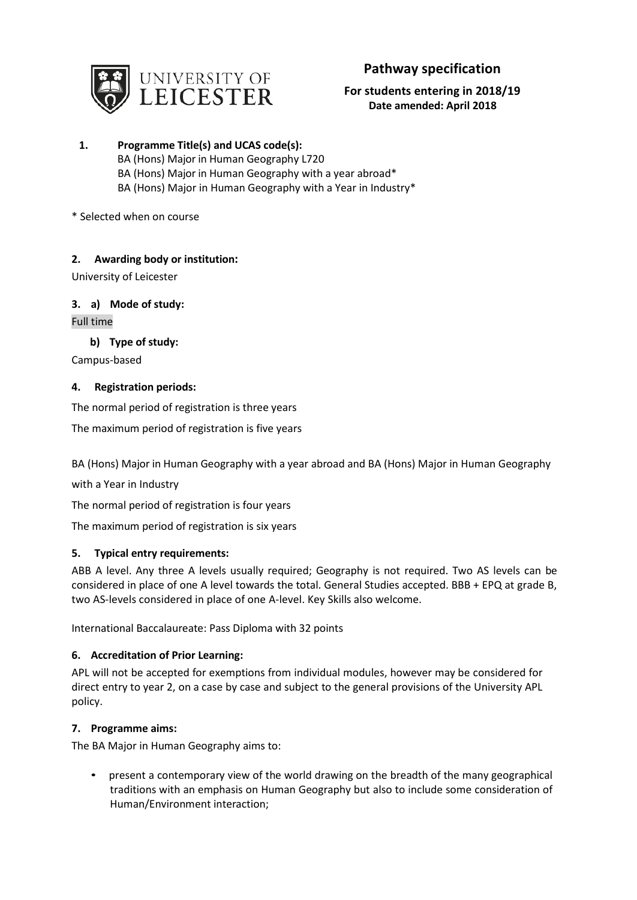# Pathway specification

**For students entering in 2018/19**
**Date amended: April 2018**

**1. Programme Title(s) and UCAS code(s):**

BA (Hons) Major in Human Geography L720
BA (Hons) Major in Human Geography with a year abroad*
BA (Hons) Major in Human Geography with a Year in Industry*

* Selected when on course

**2. Awarding body or institution:**

University of Leicester

**3. a) Mode of study:**

Full time

**b) Type of study:**

Campus-based

**4. Registration periods:**

The normal period of registration is three years

The maximum period of registration is five years

BA (Hons) Major in Human Geography with a year abroad and BA (Hons) Major in Human Geography with a Year in Industry

The normal period of registration is four years

The maximum period of registration is six years

**5. Typical entry requirements:**

ABB A level. Any three A levels usually required; Geography is not required. Two AS levels can be considered in place of one A level towards the total. General Studies accepted. BBB + EPQ at grade B, two AS-levels considered in place of one A-level. Key Skills also welcome.

International Baccalaureate: Pass Diploma with 32 points

**6. Accreditation of Prior Learning:**

APL will not be accepted for exemptions from individual modules, however may be considered for direct entry to year 2, on a case by case and subject to the general provisions of the University APL policy.

**7. Programme aims:**

The BA Major in Human Geography aims to:

- present a contemporary view of the world drawing on the breadth of the many geographical traditions with an emphasis on Human Geography but also to include some consideration of Human/Environment interaction;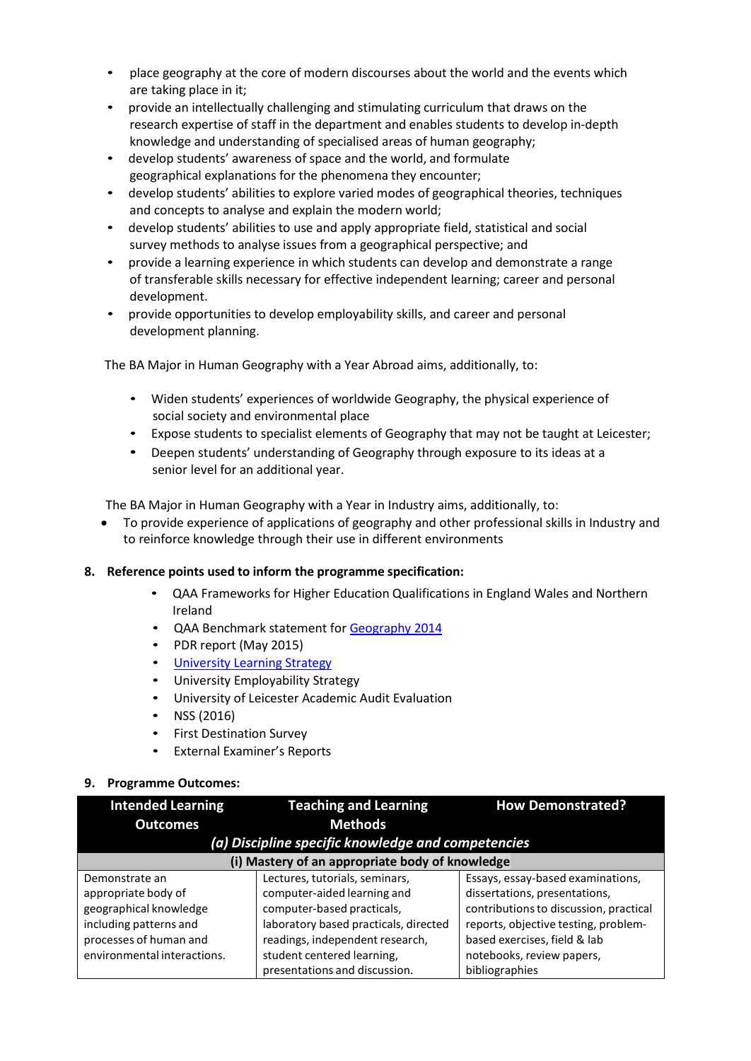- place geography at the core of modern discourses about the world and the events which are taking place in it;
- provide an intellectually challenging and stimulating curriculum that draws on the research expertise of staff in the department and enables students to develop in-depth knowledge and understanding of specialised areas of human geography;
- develop students' awareness of space and the world, and formulate geographical explanations for the phenomena they encounter;
- develop students' abilities to explore varied modes of geographical theories, techniques and concepts to analyse and explain the modern world;
- develop students' abilities to use and apply appropriate field, statistical and social survey methods to analyse issues from a geographical perspective; and
- provide a learning experience in which students can develop and demonstrate a range of transferable skills necessary for effective independent learning; career and personal development.
- provide opportunities to develop employability skills, and career and personal development planning.

The BA Major in Human Geography with a Year Abroad aims, additionally, to:

- Widen students' experiences of worldwide Geography, the physical experience of social society and environmental place
- Expose students to specialist elements of Geography that may not be taught at Leicester;
- Deepen students' understanding of Geography through exposure to its ideas at a senior level for an additional year.

The BA Major in Human Geography with a Year in Industry aims, additionally, to:

- To provide experience of applications of geography and other professional skills in Industry and to reinforce knowledge through their use in different environments

## 8. Reference points used to inform the programme specification:

- QAA Frameworks for Higher Education Qualifications in England Wales and Northern Ireland
- QAA Benchmark statement for Geography 2014
- PDR report (May 2015)
- University Learning Strategy
- University Employability Strategy
- University of Leicester Academic Audit Evaluation
- NSS (2016)
- First Destination Survey
- External Examiner's Reports

## 9. Programme Outcomes:

| Intended Learning Outcomes | Teaching and Learning Methods | How Demonstrated? |
|---|---|---|
| ***(a) Discipline specific knowledge and competencies*** | | |
| **(i) Mastery of an appropriate body of knowledge** | | |
| Demonstrate an appropriate body of geographical knowledge including patterns and processes of human and environmental interactions. | Lectures, tutorials, seminars, computer-aided learning and computer-based practicals, laboratory based practicals, directed readings, independent research, student centered learning, presentations and discussion. | Essays, essay-based examinations, dissertations, presentations, contributions to discussion, practical reports, objective testing, problem-based exercises, field & lab notebooks, review papers, bibliographies |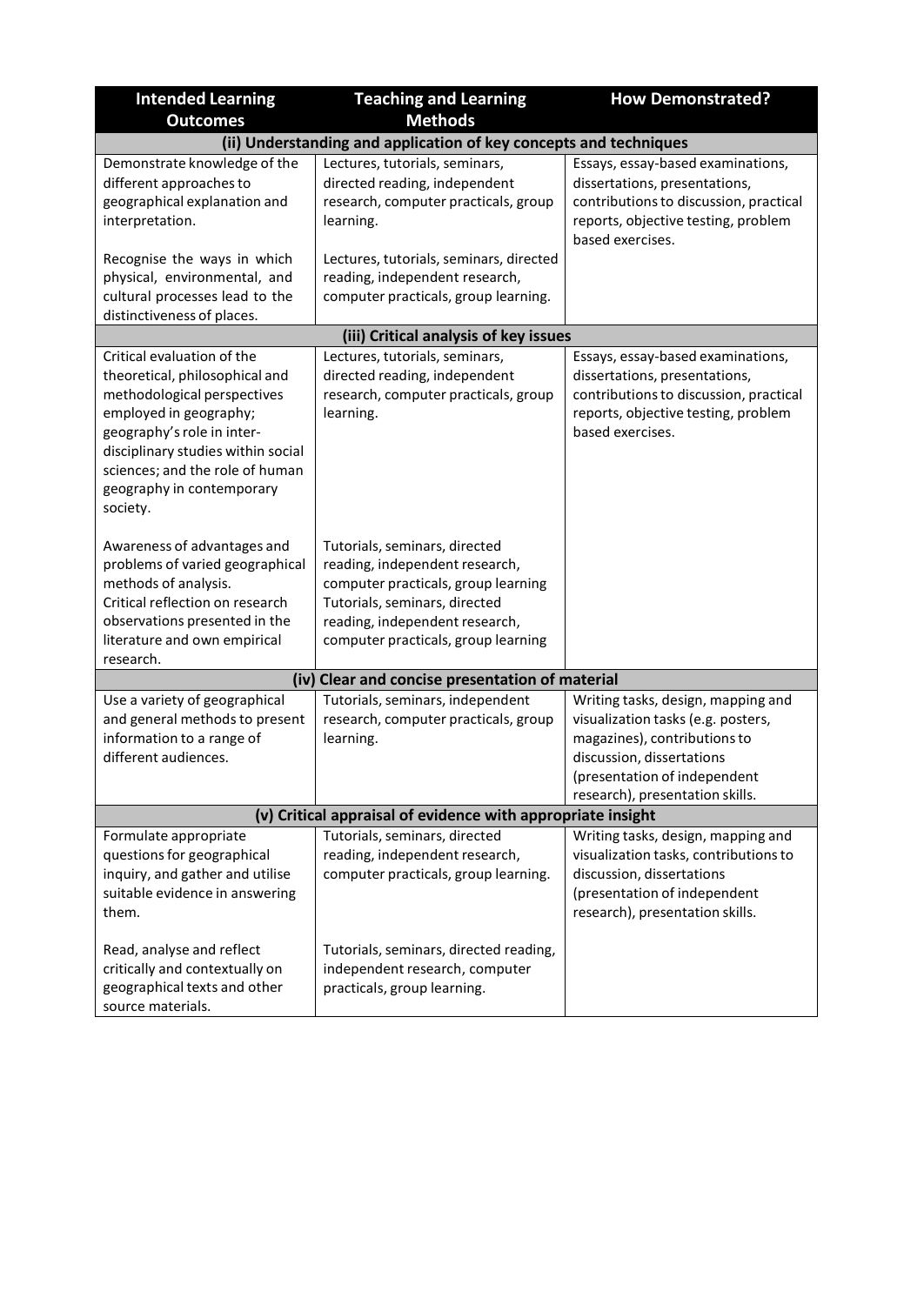| Intended Learning Outcomes | Teaching and Learning Methods | How Demonstrated? |
|---|---|---|
| **(ii) Understanding and application of key concepts and techniques** | | |
| Demonstrate knowledge of the different approaches to geographical explanation and interpretation. | Lectures, tutorials, seminars, directed reading, independent research, computer practicals, group learning. | Essays, essay-based examinations, dissertations, presentations, contributions to discussion, practical reports, objective testing, problem based exercises. |
| Recognise the ways in which physical, environmental, and cultural processes lead to the distinctiveness of places. | Lectures, tutorials, seminars, directed reading, independent research, computer practicals, group learning. | |
| **(iii) Critical analysis of key issues** | | |
| Critical evaluation of the theoretical, philosophical and methodological perspectives employed in geography; geography's role in inter-disciplinary studies within social sciences; and the role of human geography in contemporary society. | Lectures, tutorials, seminars, directed reading, independent research, computer practicals, group learning. | Essays, essay-based examinations, dissertations, presentations, contributions to discussion, practical reports, objective testing, problem based exercises. |
| Awareness of advantages and problems of varied geographical methods of analysis. | Tutorials, seminars, directed reading, independent research, computer practicals, group learning | |
| Critical reflection on research observations presented in the literature and own empirical research. | Tutorials, seminars, directed reading, independent research, computer practicals, group learning | |
| **(iv) Clear and concise presentation of material** | | |
| Use a variety of geographical and general methods to present information to a range of different audiences. | Tutorials, seminars, independent research, computer practicals, group learning. | Writing tasks, design, mapping and visualization tasks (e.g. posters, magazines), contributions to discussion, dissertations (presentation of independent research), presentation skills. |
| **(v) Critical appraisal of evidence with appropriate insight** | | |
| Formulate appropriate questions for geographical inquiry, and gather and utilise suitable evidence in answering them. | Tutorials, seminars, directed reading, independent research, computer practicals, group learning. | Writing tasks, design, mapping and visualization tasks, contributions to discussion, dissertations (presentation of independent research), presentation skills. |
| Read, analyse and reflect critically and contextually on geographical texts and other source materials. | Tutorials, seminars, directed reading, independent research, computer practicals, group learning. | |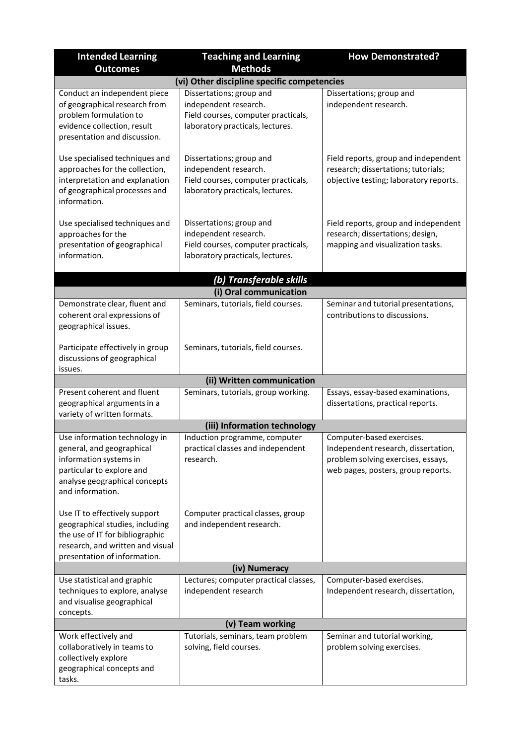| Intended Learning Outcomes | Teaching and Learning Methods | How Demonstrated? |
|---|---|---|
| **(vi) Other discipline specific competencies** | | |
| Conduct an independent piece of geographical research from problem formulation to evidence collection, result presentation and discussion. | Dissertations; group and independent research. Field courses, computer practicals, laboratory practicals, lectures. | Dissertations; group and independent research. |
| Use specialised techniques and approaches for the collection, interpretation and explanation of geographical processes and information. | Dissertations; group and independent research. Field courses, computer practicals, laboratory practicals, lectures. | Field reports, group and independent research; dissertations; tutorials; objective testing; laboratory reports. |
| Use specialised techniques and approaches for the presentation of geographical information. | Dissertations; group and independent research. Field courses, computer practicals, laboratory practicals, lectures. | Field reports, group and independent research; dissertations; design, mapping and visualization tasks. |
| ***(b) Transferable skills*** | | |
| **(i) Oral communication** | | |
| Demonstrate clear, fluent and coherent oral expressions of geographical issues. | Seminars, tutorials, field courses. | Seminar and tutorial presentations, contributions to discussions. |
| Participate effectively in group discussions of geographical issues. | Seminars, tutorials, field courses. | |
| **(ii) Written communication** | | |
| Present coherent and fluent geographical arguments in a variety of written formats. | Seminars, tutorials, group working. | Essays, essay-based examinations, dissertations, practical reports. |
| **(iii) Information technology** | | |
| Use information technology in general, and geographical information systems in particular to explore and analyse geographical concepts and information. | Induction programme, computer practical classes and independent research. | Computer-based exercises. Independent research, dissertation, problem solving exercises, essays, web pages, posters, group reports. |
| Use IT to effectively support geographical studies, including the use of IT for bibliographic research, and written and visual presentation of information. | Computer practical classes, group and independent research. | |
| **(iv) Numeracy** | | |
| Use statistical and graphic techniques to explore, analyse and visualise geographical concepts. | Lectures; computer practical classes, independent research | Computer-based exercises. Independent research, dissertation, |
| **(v) Team working** | | |
| Work effectively and collaboratively in teams to collectively explore geographical concepts and tasks. | Tutorials, seminars, team problem solving, field courses. | Seminar and tutorial working, problem solving exercises. |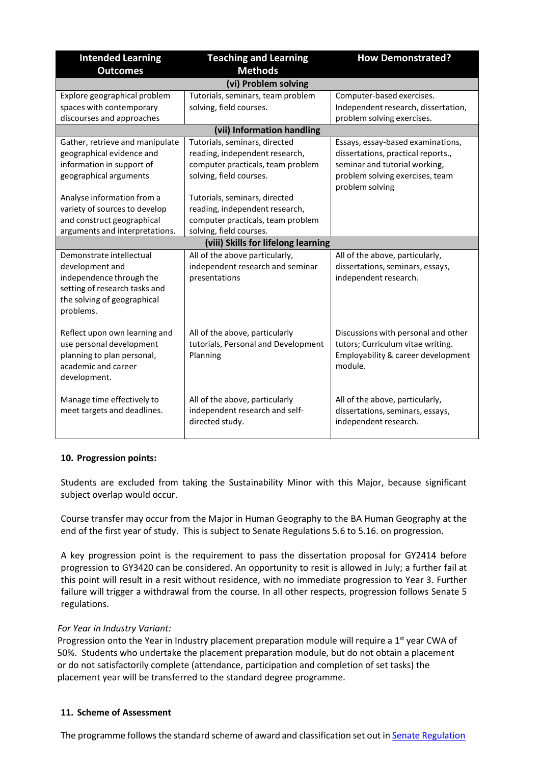| Intended Learning Outcomes | Teaching and Learning Methods | How Demonstrated? |
|---|---|---|
| **(vi) Problem solving** | | |
| Explore geographical problem spaces with contemporary discourses and approaches | Tutorials, seminars, team problem solving, field courses. | Computer-based exercises. Independent research, dissertation, problem solving exercises. |
| **(vii) Information handling** | | |
| Gather, retrieve and manipulate geographical evidence and information in support of geographical arguments<br><br>Analyse information from a variety of sources to develop and construct geographical arguments and interpretations. | Tutorials, seminars, directed reading, independent research, computer practicals, team problem solving, field courses.<br><br>Tutorials, seminars, directed reading, independent research, computer practicals, team problem solving, field courses. | Essays, essay-based examinations, dissertations, practical reports., seminar and tutorial working, problem solving exercises, team problem solving |
| **(viii) Skills for lifelong learning** | | |
| Demonstrate intellectual development and independence through the setting of research tasks and the solving of geographical problems. | All of the above particularly, independent research and seminar presentations | All of the above, particularly, dissertations, seminars, essays, independent research. |
| Reflect upon own learning and use personal development planning to plan personal, academic and career development. | All of the above, particularly tutorials, Personal and Development Planning | Discussions with personal and other tutors; Curriculum vitae writing. Employability & career development module. |
| Manage time effectively to meet targets and deadlines. | All of the above, particularly independent research and self-directed study. | All of the above, particularly, dissertations, seminars, essays, independent research. |

## 10. Progression points:

Students are excluded from taking the Sustainability Minor with this Major, because significant subject overlap would occur.

Course transfer may occur from the Major in Human Geography to the BA Human Geography at the end of the first year of study. This is subject to Senate Regulations 5.6 to 5.16. on progression.

A key progression point is the requirement to pass the dissertation proposal for GY2414 before progression to GY3420 can be considered. An opportunity to resit is allowed in July; a further fail at this point will result in a resit without residence, with no immediate progression to Year 3. Further failure will trigger a withdrawal from the course. In all other respects, progression follows Senate 5 regulations.

*For Year in Industry Variant:*
Progression onto the Year in Industry placement preparation module will require a 1st year CWA of 50%. Students who undertake the placement preparation module, but do not obtain a placement or do not satisfactorily complete (attendance, participation and completion of set tasks) the placement year will be transferred to the standard degree programme.

## 11. Scheme of Assessment

The programme follows the standard scheme of award and classification set out in Senate Regulation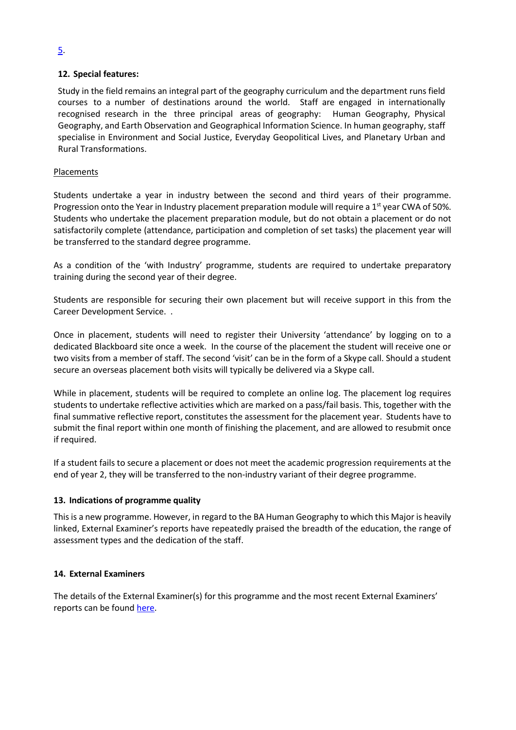5.

## 12. Special features:

Study in the field remains an integral part of the geography curriculum and the department runs field courses to a number of destinations around the world. Staff are engaged in internationally recognised research in the three principal areas of geography: Human Geography, Physical Geography, and Earth Observation and Geographical Information Science. In human geography, staff specialise in Environment and Social Justice, Everyday Geopolitical Lives, and Planetary Urban and Rural Transformations.

Placements

Students undertake a year in industry between the second and third years of their programme. Progression onto the Year in Industry placement preparation module will require a 1st year CWA of 50%. Students who undertake the placement preparation module, but do not obtain a placement or do not satisfactorily complete (attendance, participation and completion of set tasks) the placement year will be transferred to the standard degree programme.

As a condition of the 'with Industry' programme, students are required to undertake preparatory training during the second year of their degree.

Students are responsible for securing their own placement but will receive support in this from the Career Development Service. .

Once in placement, students will need to register their University 'attendance' by logging on to a dedicated Blackboard site once a week. In the course of the placement the student will receive one or two visits from a member of staff. The second 'visit' can be in the form of a Skype call. Should a student secure an overseas placement both visits will typically be delivered via a Skype call.

While in placement, students will be required to complete an online log. The placement log requires students to undertake reflective activities which are marked on a pass/fail basis. This, together with the final summative reflective report, constitutes the assessment for the placement year. Students have to submit the final report within one month of finishing the placement, and are allowed to resubmit once if required.

If a student fails to secure a placement or does not meet the academic progression requirements at the end of year 2, they will be transferred to the non-industry variant of their degree programme.

## 13. Indications of programme quality

This is a new programme. However, in regard to the BA Human Geography to which this Major is heavily linked, External Examiner's reports have repeatedly praised the breadth of the education, the range of assessment types and the dedication of the staff.

## 14. External Examiners

The details of the External Examiner(s) for this programme and the most recent External Examiners' reports can be found here.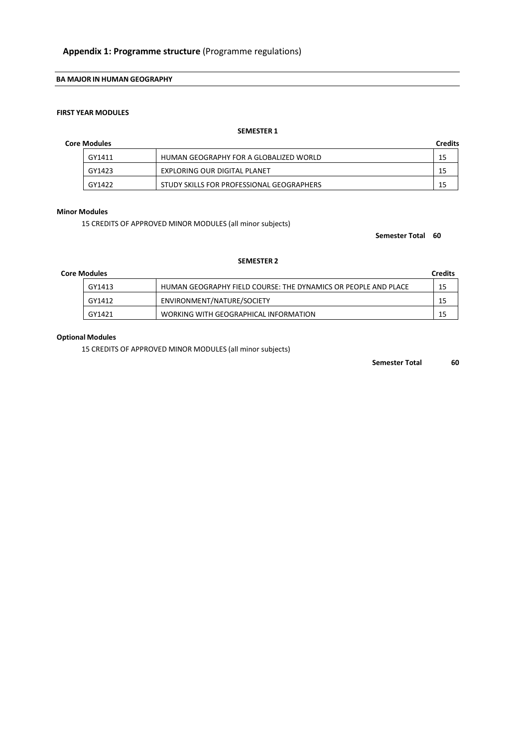## **Appendix 1: Programme structure** (Programme regulations)

**BA MAJOR IN HUMAN GEOGRAPHY**

**FIRST YEAR MODULES**

**SEMESTER 1**

**Core Modules**

| | | Credits |
|---|---|---|
| GY1411 | HUMAN GEOGRAPHY FOR A GLOBALIZED WORLD | 15 |
| GY1423 | EXPLORING OUR DIGITAL PLANET | 15 |
| GY1422 | STUDY SKILLS FOR PROFESSIONAL GEOGRAPHERS | 15 |

**Minor Modules**

15 CREDITS OF APPROVED MINOR MODULES (all minor subjects)

**Semester Total 60**

**SEMESTER 2**

**Core Modules**

| | | Credits |
|---|---|---|
| GY1413 | HUMAN GEOGRAPHY FIELD COURSE: THE DYNAMICS OR PEOPLE AND PLACE | 15 |
| GY1412 | ENVIRONMENT/NATURE/SOCIETY | 15 |
| GY1421 | WORKING WITH GEOGRAPHICAL INFORMATION | 15 |

**Optional Modules**

15 CREDITS OF APPROVED MINOR MODULES (all minor subjects)

**Semester Total 60**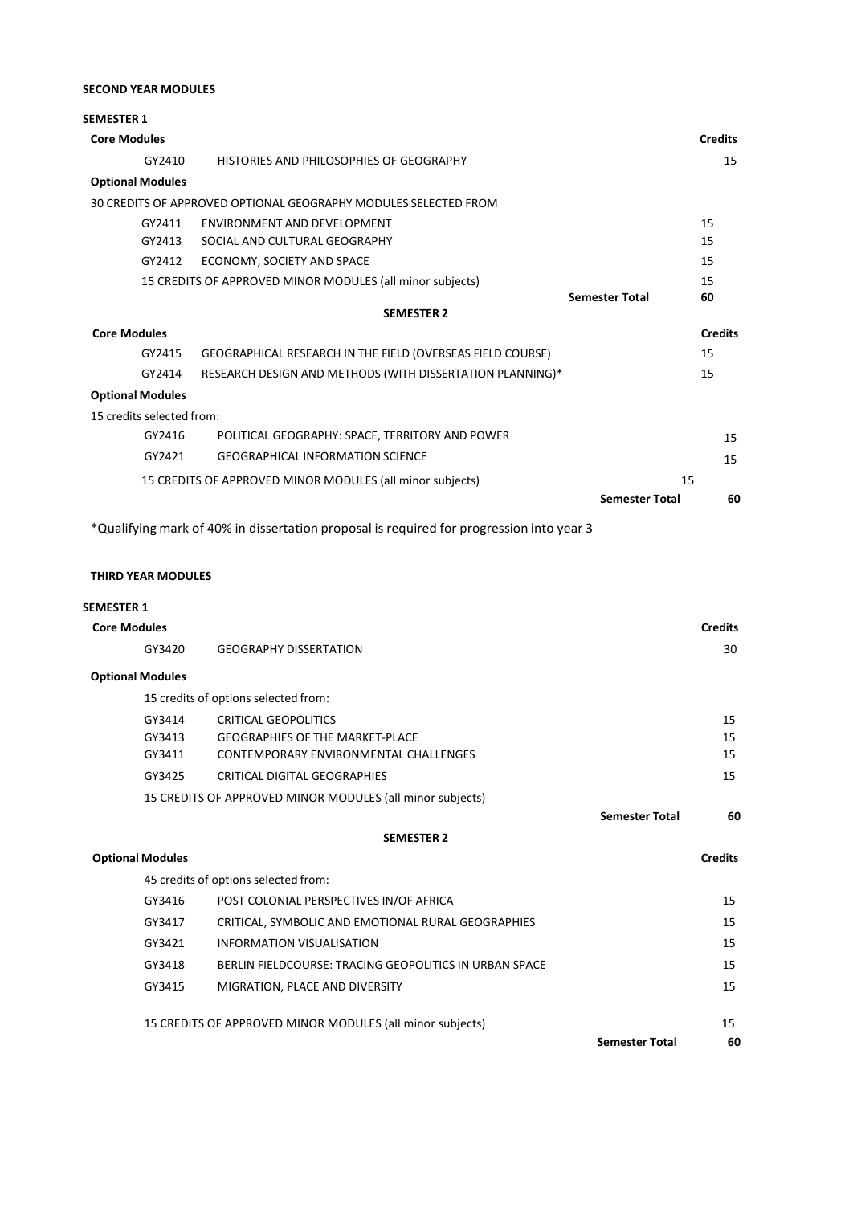**SECOND YEAR MODULES**

**SEMESTER 1**

| **Core Modules** | | **Credits** |
|---|---|---|
| GY2410 | HISTORIES AND PHILOSOPHIES OF GEOGRAPHY | 15 |
| **Optional Modules** | | |
| 30 CREDITS OF APPROVED OPTIONAL GEOGRAPHY MODULES SELECTED FROM | | |
| GY2411 | ENVIRONMENT AND DEVELOPMENT | 15 |
| GY2413 | SOCIAL AND CULTURAL GEOGRAPHY | 15 |
| GY2412 | ECONOMY, SOCIETY AND SPACE | 15 |
| | 15 CREDITS OF APPROVED MINOR MODULES (all minor subjects) | 15 |
| | **Semester Total** | **60** |

**SEMESTER 2**

| **Core Modules** | | **Credits** |
|---|---|---|
| GY2415 | GEOGRAPHICAL RESEARCH IN THE FIELD (OVERSEAS FIELD COURSE) | 15 |
| GY2414 | RESEARCH DESIGN AND METHODS (WITH DISSERTATION PLANNING)* | 15 |
| **Optional Modules** | | |
| 15 credits selected from: | | |
| GY2416 | POLITICAL GEOGRAPHY: SPACE, TERRITORY AND POWER | 15 |
| GY2421 | GEOGRAPHICAL INFORMATION SCIENCE | 15 |
| | 15 CREDITS OF APPROVED MINOR MODULES (all minor subjects) | 15 |
| | **Semester Total** | **60** |

*Qualifying mark of 40% in dissertation proposal is required for progression into year 3

**THIRD YEAR MODULES**

**SEMESTER 1**

| **Core Modules** | | **Credits** |
|---|---|---|
| GY3420 | GEOGRAPHY DISSERTATION | 30 |
| **Optional Modules** | | |
| | 15 credits of options selected from: | |
| GY3414 | CRITICAL GEOPOLITICS | 15 |
| GY3413 | GEOGRAPHIES OF THE MARKET-PLACE | 15 |
| GY3411 | CONTEMPORARY ENVIRONMENTAL CHALLENGES | 15 |
| GY3425 | CRITICAL DIGITAL GEOGRAPHIES | 15 |
| | 15 CREDITS OF APPROVED MINOR MODULES (all minor subjects) | |
| | **Semester Total** | **60** |

**SEMESTER 2**

| **Optional Modules** | | **Credits** |
|---|---|---|
| | 45 credits of options selected from: | |
| GY3416 | POST COLONIAL PERSPECTIVES IN/OF AFRICA | 15 |
| GY3417 | CRITICAL, SYMBOLIC AND EMOTIONAL RURAL GEOGRAPHIES | 15 |
| GY3421 | INFORMATION VISUALISATION | 15 |
| GY3418 | BERLIN FIELDCOURSE: TRACING GEOPOLITICS IN URBAN SPACE | 15 |
| GY3415 | MIGRATION, PLACE AND DIVERSITY | 15 |
| | 15 CREDITS OF APPROVED MINOR MODULES (all minor subjects) | 15 |
| | **Semester Total** | **60** |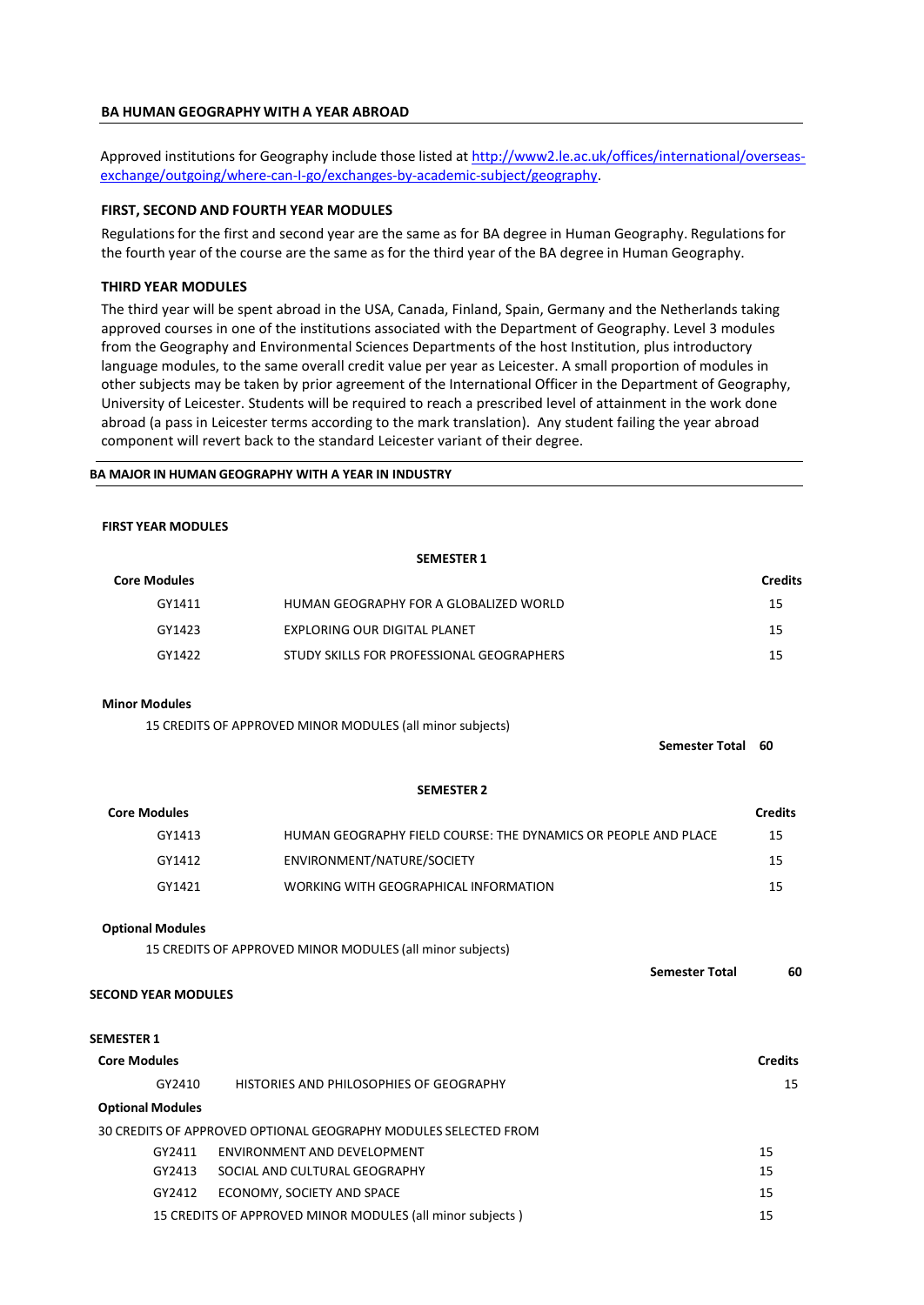## BA HUMAN GEOGRAPHY WITH A YEAR ABROAD

Approved institutions for Geography include those listed at [http://www2.le.ac.uk/offices/international/overseas-exchange/outgoing/where-can-I-go/exchanges-by-academic-subject/geography](http://www2.le.ac.uk/offices/international/overseas-exchange/outgoing/where-can-I-go/exchanges-by-academic-subject/geography).

### FIRST, SECOND AND FOURTH YEAR MODULES

Regulations for the first and second year are the same as for BA degree in Human Geography. Regulations for the fourth year of the course are the same as for the third year of the BA degree in Human Geography.

### THIRD YEAR MODULES

The third year will be spent abroad in the USA, Canada, Finland, Spain, Germany and the Netherlands taking approved courses in one of the institutions associated with the Department of Geography. Level 3 modules from the Geography and Environmental Sciences Departments of the host Institution, plus introductory language modules, to the same overall credit value per year as Leicester. A small proportion of modules in other subjects may be taken by prior agreement of the International Officer in the Department of Geography, University of Leicester. Students will be required to reach a prescribed level of attainment in the work done abroad (a pass in Leicester terms according to the mark translation). Any student failing the year abroad component will revert back to the standard Leicester variant of their degree.

## BA MAJOR IN HUMAN GEOGRAPHY WITH A YEAR IN INDUSTRY

### FIRST YEAR MODULES

**SEMESTER 1**

| Core Modules | | Credits |
|---|---|---|
| GY1411 | HUMAN GEOGRAPHY FOR A GLOBALIZED WORLD | 15 |
| GY1423 | EXPLORING OUR DIGITAL PLANET | 15 |
| GY1422 | STUDY SKILLS FOR PROFESSIONAL GEOGRAPHERS | 15 |

**Minor Modules**

15 CREDITS OF APPROVED MINOR MODULES (all minor subjects)

**Semester Total 60**

**SEMESTER 2**

| Core Modules | | Credits |
|---|---|---|
| GY1413 | HUMAN GEOGRAPHY FIELD COURSE: THE DYNAMICS OR PEOPLE AND PLACE | 15 |
| GY1412 | ENVIRONMENT/NATURE/SOCIETY | 15 |
| GY1421 | WORKING WITH GEOGRAPHICAL INFORMATION | 15 |

**Optional Modules**

15 CREDITS OF APPROVED MINOR MODULES (all minor subjects)

**Semester Total 60**

### SECOND YEAR MODULES

**SEMESTER 1**

| Core Modules | | Credits |
|---|---|---|
| GY2410 | HISTORIES AND PHILOSOPHIES OF GEOGRAPHY | 15 |

**Optional Modules**

30 CREDITS OF APPROVED OPTIONAL GEOGRAPHY MODULES SELECTED FROM

| | | |
|---|---|---|
| GY2411 | ENVIRONMENT AND DEVELOPMENT | 15 |
| GY2413 | SOCIAL AND CULTURAL GEOGRAPHY | 15 |
| GY2412 | ECONOMY, SOCIETY AND SPACE | 15 |
| | 15 CREDITS OF APPROVED MINOR MODULES (all minor subjects ) | 15 |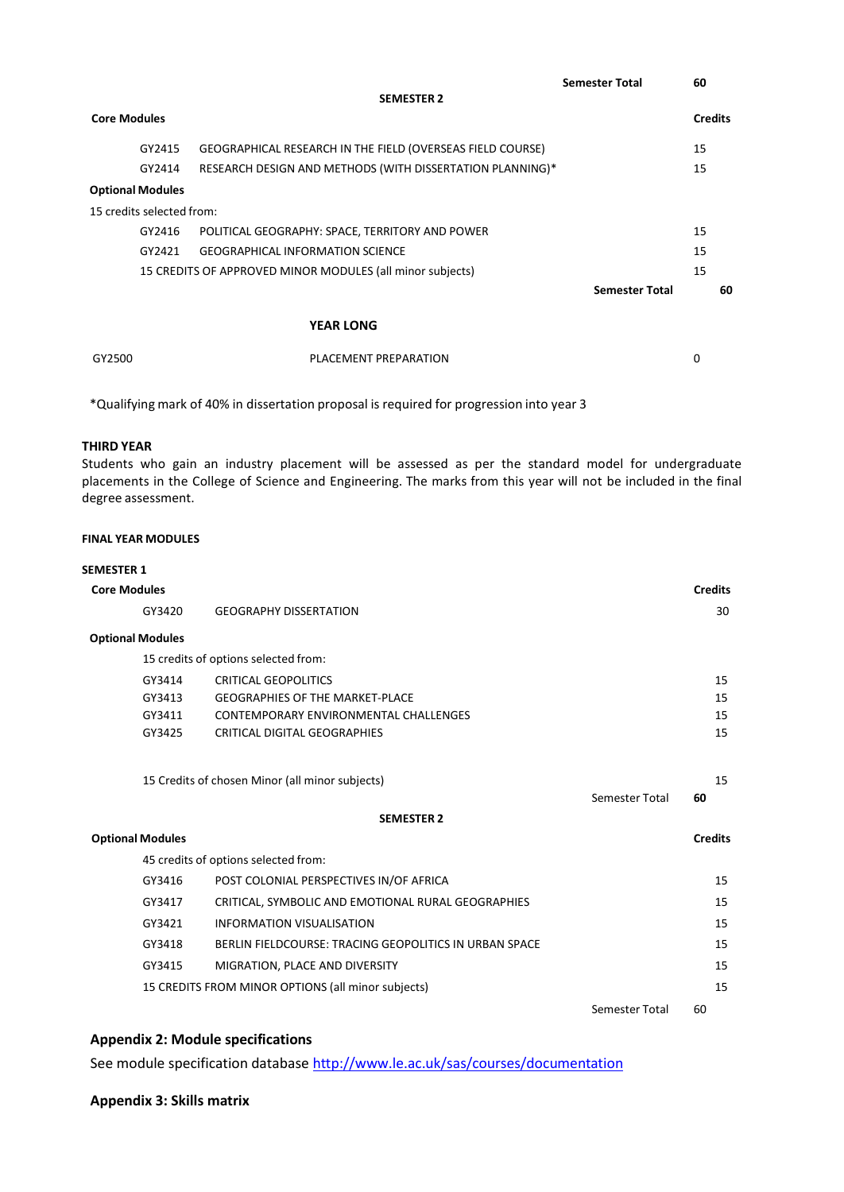| | | | |
|---|---|---|---|
| | | Semester Total | 60 |

**SEMESTER 2**

| Core Modules | | Credits |
|---|---|---|
| GY2415 | GEOGRAPHICAL RESEARCH IN THE FIELD (OVERSEAS FIELD COURSE) | 15 |
| GY2414 | RESEARCH DESIGN AND METHODS (WITH DISSERTATION PLANNING)* | 15 |
| **Optional Modules** | | |
| 15 credits selected from: | | |
| GY2416 | POLITICAL GEOGRAPHY: SPACE, TERRITORY AND POWER | 15 |
| GY2421 | GEOGRAPHICAL INFORMATION SCIENCE | 15 |
| 15 CREDITS OF APPROVED MINOR MODULES (all minor subjects) | | 15 |
| | **Semester Total** | **60** |

**YEAR LONG**

| | | |
|---|---|---|
| GY2500 | PLACEMENT PREPARATION | 0 |

*Qualifying mark of 40% in dissertation proposal is required for progression into year 3

**THIRD YEAR**

Students who gain an industry placement will be assessed as per the standard model for undergraduate placements in the College of Science and Engineering. The marks from this year will not be included in the final degree assessment.

**FINAL YEAR MODULES**

**SEMESTER 1**

| Core Modules | | Credits |
|---|---|---|
| GY3420 | GEOGRAPHY DISSERTATION | 30 |
| **Optional Modules** | | |
| 15 credits of options selected from: | | |
| GY3414 | CRITICAL GEOPOLITICS | 15 |
| GY3413 | GEOGRAPHIES OF THE MARKET-PLACE | 15 |
| GY3411 | CONTEMPORARY ENVIRONMENTAL CHALLENGES | 15 |
| GY3425 | CRITICAL DIGITAL GEOGRAPHIES | 15 |
| 15 Credits of chosen Minor (all minor subjects) | | 15 |
| | Semester Total | **60** |

**SEMESTER 2**

| Optional Modules | | Credits |
|---|---|---|
| 45 credits of options selected from: | | |
| GY3416 | POST COLONIAL PERSPECTIVES IN/OF AFRICA | 15 |
| GY3417 | CRITICAL, SYMBOLIC AND EMOTIONAL RURAL GEOGRAPHIES | 15 |
| GY3421 | INFORMATION VISUALISATION | 15 |
| GY3418 | BERLIN FIELDCOURSE: TRACING GEOPOLITICS IN URBAN SPACE | 15 |
| GY3415 | MIGRATION, PLACE AND DIVERSITY | 15 |
| 15 CREDITS FROM MINOR OPTIONS (all minor subjects) | | 15 |
| | Semester Total | 60 |

## Appendix 2: Module specifications

See module specification database http://www.le.ac.uk/sas/courses/documentation

## Appendix 3: Skills matrix